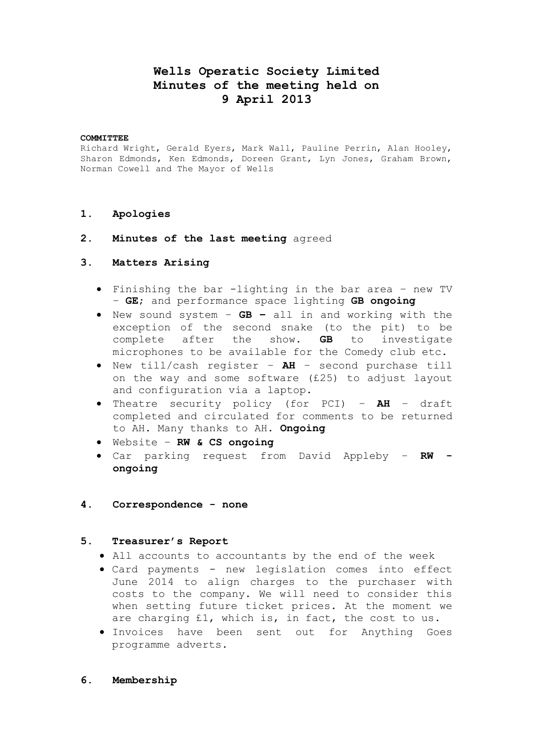# Wells Operatic Society Limited
# Minutes of the meeting held on
# 9 April 2013

**COMMITTEE**

Richard Wright, Gerald Eyers, Mark Wall, Pauline Perrin, Alan Hooley, Sharon Edmonds, Ken Edmonds, Doreen Grant, Lyn Jones, Graham Brown, Norman Cowell and The Mayor of Wells

1. **Apologies**

2. **Minutes of the last meeting** agreed

3. **Matters Arising**

   - Finishing the bar -lighting in the bar area – new TV – **GE**; and performance space lighting **GB ongoing**
   - New sound system – **GB –** all in and working with the exception of the second snake (to the pit) to be complete after the show. **GB** to investigate microphones to be available for the Comedy club etc.
   - New till/cash register – **AH** – second purchase till on the way and some software (£25) to adjust layout and configuration via a laptop.
   - Theatre security policy (for PCI) – **AH** – draft completed and circulated for comments to be returned to AH. Many thanks to AH. **Ongoing**
   - Website – **RW & CS ongoing**
   - Car parking request from David Appleby – **RW - ongoing**

4. **Correspondence - none**

5. **Treasurer's Report**

   - All accounts to accountants by the end of the week
   - Card payments - new legislation comes into effect June 2014 to align charges to the purchaser with costs to the company. We will need to consider this when setting future ticket prices. At the moment we are charging £1, which is, in fact, the cost to us.
   - Invoices have been sent out for Anything Goes programme adverts.

6. **Membership**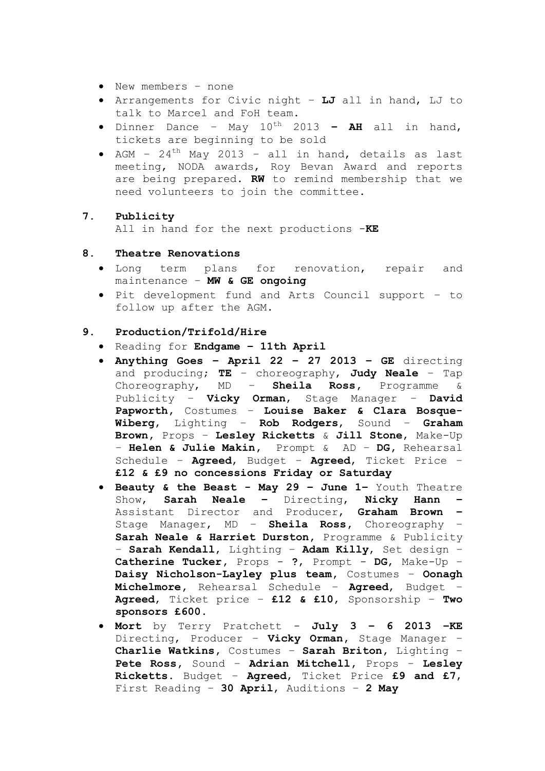- New members – none
- Arrangements for Civic night – **LJ** all in hand, LJ to talk to Marcel and FoH team.
- Dinner Dance – May 10th 2013 **– AH** all in hand, tickets are beginning to be sold
- AGM – 24th May 2013 – all in hand, details as last meeting, NODA awards, Roy Bevan Award and reports are being prepared. **RW** to remind membership that we need volunteers to join the committee.

**7. Publicity**

All in hand for the next productions -**KE**

**8. Theatre Renovations**

- Long term plans for renovation, repair and maintenance – **MW & GE ongoing**
- Pit development fund and Arts Council support – to follow up after the AGM.

**9. Production/Trifold/Hire**

- Reading for **Endgame – 11th April**
- **Anything Goes – April 22 – 27 2013 – GE** directing and producing; **TE** – choreography, **Judy Neale** – Tap Choreography, MD – **Sheila Ross**, Programme & Publicity – **Vicky Orman**, Stage Manager – **David Papworth**, Costumes – **Louise Baker & Clara Bosque-Wiberg**, Lighting – **Rob Rodgers**, Sound – **Graham Brown**, Props – **Lesley Ricketts** & **Jill Stone**, Make-Up – **Helen & Julie Makin**, Prompt & AD – **DG**, Rehearsal Schedule – **Agreed**, Budget – **Agreed**, Ticket Price – **£12 & £9 no concessions Friday or Saturday**
- **Beauty & the Beast - May 29 – June 1–** Youth Theatre Show, **Sarah Neale –** Directing, **Nicky Hann –** Assistant Director and Producer, **Graham Brown –** Stage Manager, MD – **Sheila Ross**, Choreography – **Sarah Neale & Harriet Durston**, Programme & Publicity – **Sarah Kendall**, Lighting – **Adam Killy**, Set design – **Catherine Tucker**, Props - **?**, Prompt - **DG**, Make-Up – **Daisy Nicholson-Layley plus team**, Costumes – **Oonagh Michelmore**, Rehearsal Schedule – **Agreed**, Budget – **Agreed**, Ticket price – **£12 & £10**, Sponsorship – **Two sponsors £600.**
- **Mort** by Terry Pratchett - **July 3 – 6 2013 –KE** Directing, Producer – **Vicky Orman**, Stage Manager – **Charlie Watkins**, Costumes – **Sarah Briton**, Lighting – **Pete Ross**, Sound – **Adrian Mitchell**, Props – **Lesley Ricketts**. Budget – **Agreed**, Ticket Price **£9 and £7**, First Reading – **30 April**, Auditions – **2 May**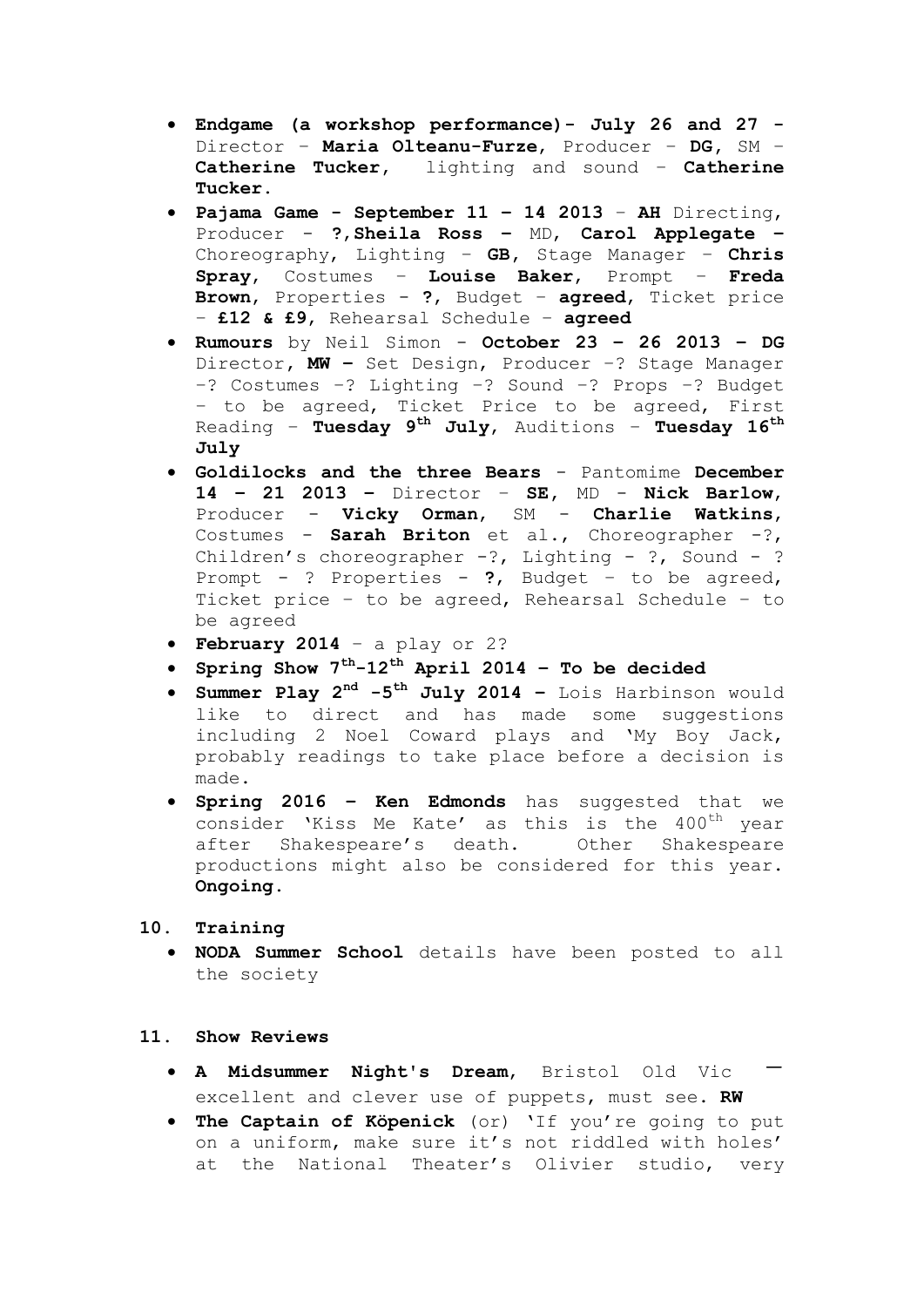- **Endgame (a workshop performance)- July 26 and 27 -** Director – **Maria Olteanu-Furze**, Producer – **DG**, SM – **Catherine Tucker**, lighting and sound – **Catherine Tucker**.
- **Pajama Game - September 11 – 14 2013** – **AH** Directing, Producer - **?**,**Sheila Ross –** MD, **Carol Applegate –** Choreography, Lighting – **GB**, Stage Manager – **Chris Spray**, Costumes – **Louise Baker**, Prompt – **Freda Brown**, Properties - **?**, Budget – **agreed**, Ticket price – **£12 & £9**, Rehearsal Schedule – **agreed**
- **Rumours** by Neil Simon - **October 23 – 26 2013 – DG** Director, **MW –** Set Design, Producer –? Stage Manager –? Costumes –? Lighting –? Sound –? Props –? Budget – to be agreed, Ticket Price to be agreed, First Reading – **Tuesday 9th July**, Auditions – **Tuesday 16th July**
- **Goldilocks and the three Bears** - Pantomime **December 14 – 21 2013 –** Director – **SE**, MD - **Nick Barlow**, Producer - **Vicky Orman**, SM - **Charlie Watkins**, Costumes - **Sarah Briton** et al., Choreographer -?, Children's choreographer -?, Lighting - ?, Sound - ? Prompt - ? Properties - **?**, Budget – to be agreed, Ticket price – to be agreed, Rehearsal Schedule – to be agreed
- **February 2014** – a play or 2?
- **Spring Show 7th-12th April 2014 – To be decided**
- **Summer Play 2nd -5th July 2014 –** Lois Harbinson would like to direct and has made some suggestions including 2 Noel Coward plays and 'My Boy Jack, probably readings to take place before a decision is made.
- **Spring 2016 – Ken Edmonds** has suggested that we consider 'Kiss Me Kate' as this is the 400th year after Shakespeare's death. Other Shakespeare productions might also be considered for this year. **Ongoing.**

**10. Training**

- **NODA Summer School** details have been posted to all the society

**11. Show Reviews**

- **A Midsummer Night's Dream**, Bristol Old Vic — excellent and clever use of puppets, must see. **RW**
- **The Captain of Köpenick** (or) 'If you're going to put on a uniform, make sure it's not riddled with holes' at the National Theater's Olivier studio, very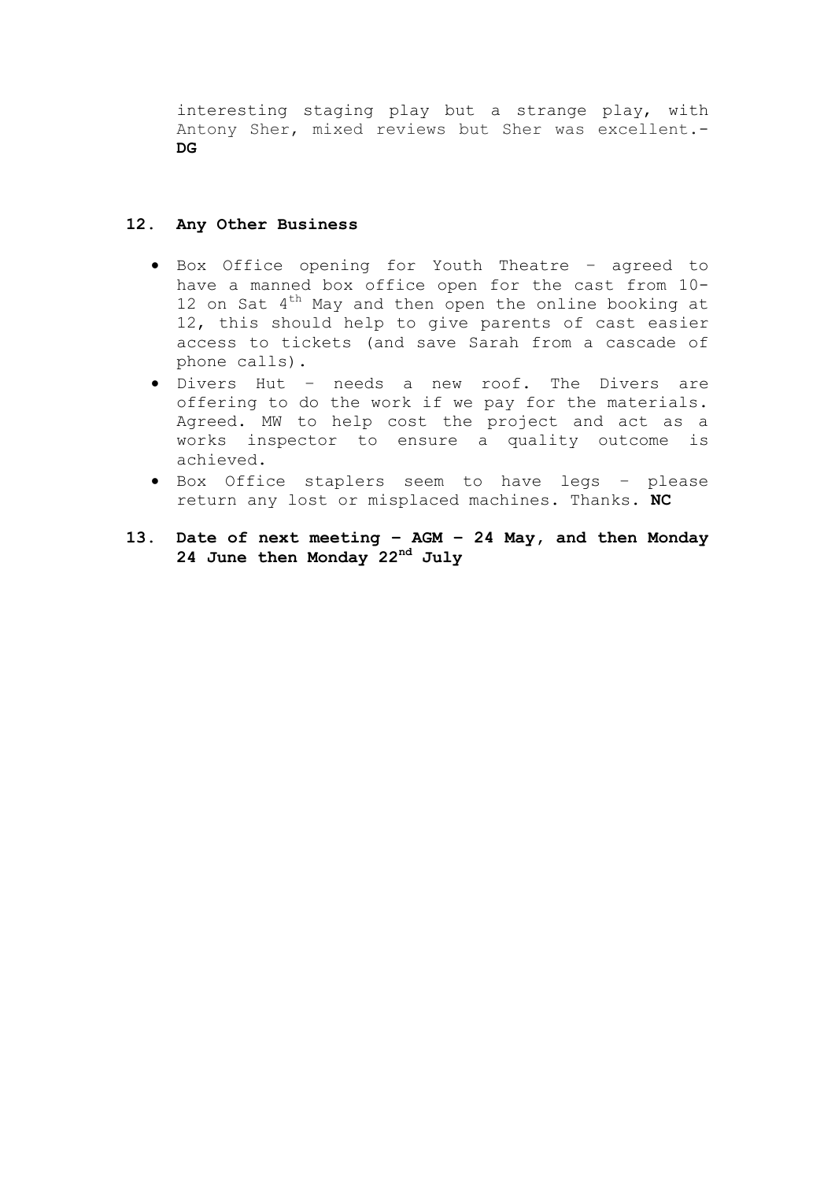interesting staging play but a strange play, with Antony Sher, mixed reviews but Sher was excellent.- **DG**

## 12. Any Other Business

- Box Office opening for Youth Theatre – agreed to have a manned box office open for the cast from 10-12 on Sat 4th May and then open the online booking at 12, this should help to give parents of cast easier access to tickets (and save Sarah from a cascade of phone calls).
- Divers Hut – needs a new roof. The Divers are offering to do the work if we pay for the materials. Agreed. MW to help cost the project and act as a works inspector to ensure a quality outcome is achieved.
- Box Office staplers seem to have legs – please return any lost or misplaced machines. Thanks. **NC**

## 13. Date of next meeting – AGM – 24 May, and then Monday 24 June then Monday 22nd July